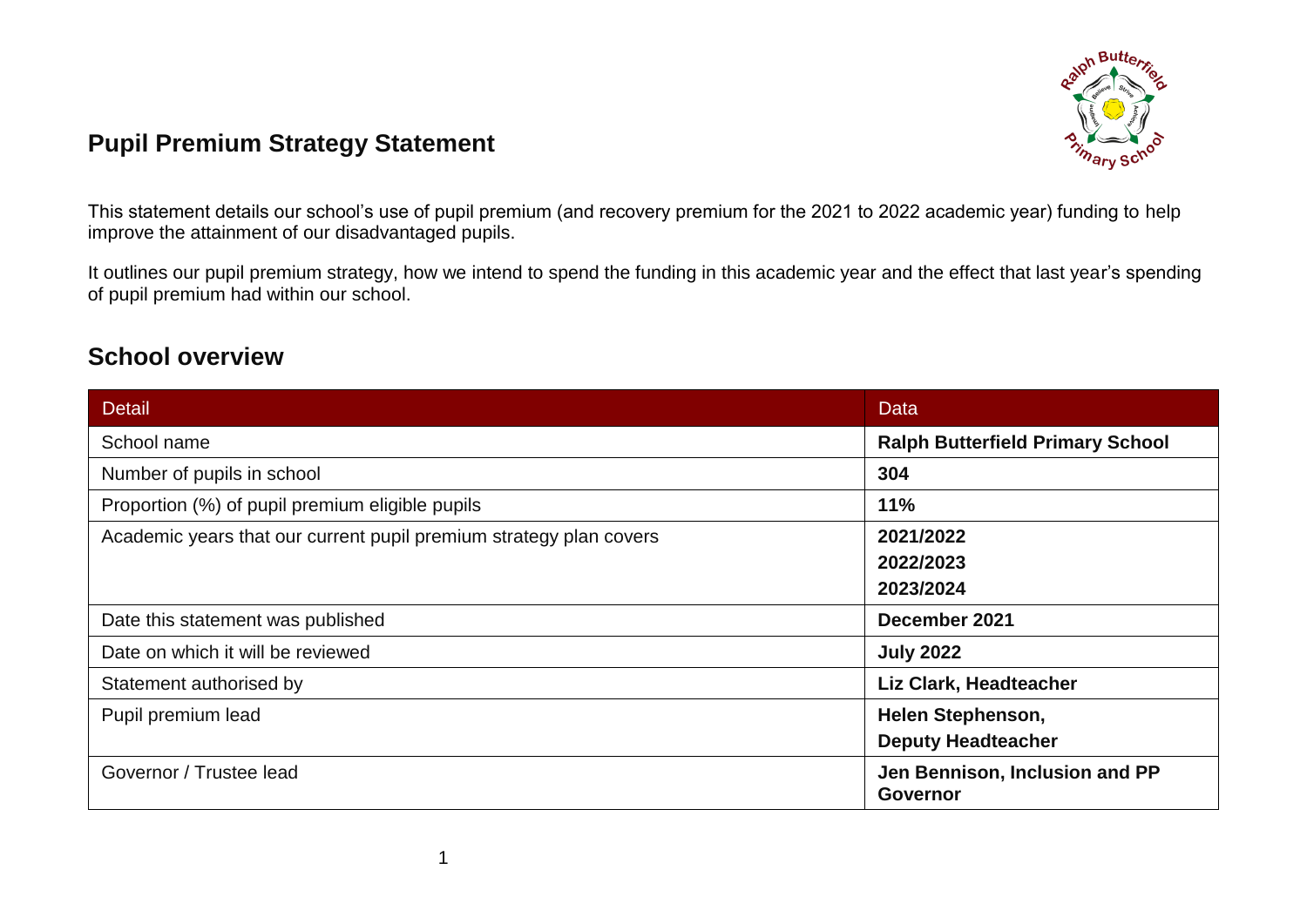# Pupil Premium Strategy Statement

This statement details our school's use of pupil premium (and recovery premium for the 2021 to 2022 academic year) funding to help improve the attainment of our disadvantaged pupils.

It outlines our pupil premium strategy, how we intend to spend the funding in this academic year and the effect that last year's spending of pupil premium had within our school.

## School overview

| Detail | Data |
|---|---|
| School name | **Ralph Butterfield Primary School** |
| Number of pupils in school | **304** |
| Proportion (%) of pupil premium eligible pupils | **11%** |
| Academic years that our current pupil premium strategy plan covers | **2021/2022**<br>**2022/2023**<br>**2023/2024** |
| Date this statement was published | **December 2021** |
| Date on which it will be reviewed | **July 2022** |
| Statement authorised by | **Liz Clark, Headteacher** |
| Pupil premium lead | **Helen Stephenson,**<br>**Deputy Headteacher** |
| Governor / Trustee lead | **Jen Bennison, Inclusion and PP Governor** |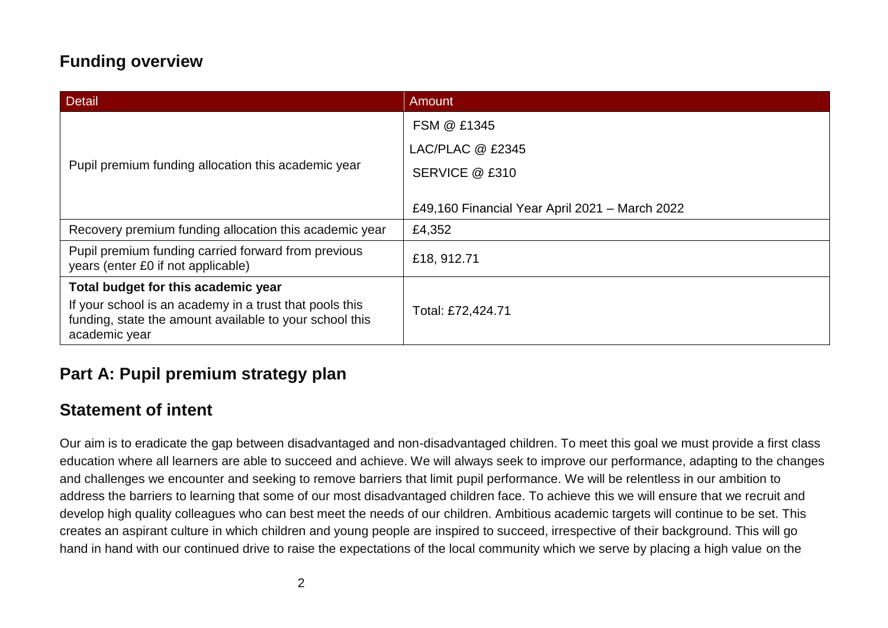## Funding overview

| Detail | Amount |
| --- | --- |
| Pupil premium funding allocation this academic year | FSM @ £1345<br>LAC/PLAC @ £2345<br>SERVICE @ £310<br><br>£49,160 Financial Year April 2021 – March 2022 |
| Recovery premium funding allocation this academic year | £4,352 |
| Pupil premium funding carried forward from previous years (enter £0 if not applicable) | £18, 912.71 |
| **Total budget for this academic year**<br>If your school is an academy in a trust that pools this funding, state the amount available to your school this academic year | Total: £72,424.71 |

## Part A: Pupil premium strategy plan

## Statement of intent

Our aim is to eradicate the gap between disadvantaged and non-disadvantaged children. To meet this goal we must provide a first class education where all learners are able to succeed and achieve. We will always seek to improve our performance, adapting to the changes and challenges we encounter and seeking to remove barriers that limit pupil performance. We will be relentless in our ambition to address the barriers to learning that some of our most disadvantaged children face. To achieve this we will ensure that we recruit and develop high quality colleagues who can best meet the needs of our children. Ambitious academic targets will continue to be set. This creates an aspirant culture in which children and young people are inspired to succeed, irrespective of their background. This will go hand in hand with our continued drive to raise the expectations of the local community which we serve by placing a high value on the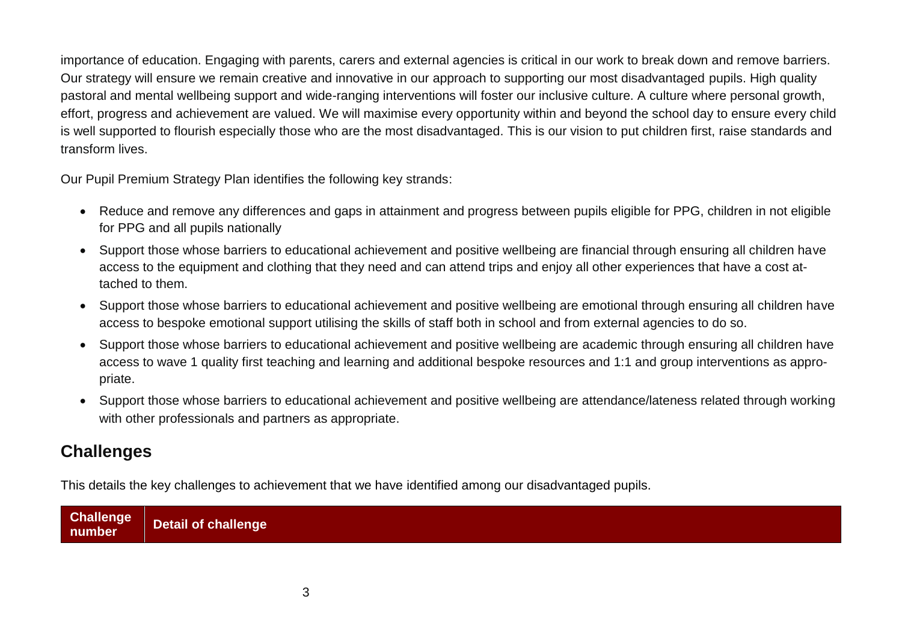importance of education. Engaging with parents, carers and external agencies is critical in our work to break down and remove barriers. Our strategy will ensure we remain creative and innovative in our approach to supporting our most disadvantaged pupils. High quality pastoral and mental wellbeing support and wide-ranging interventions will foster our inclusive culture. A culture where personal growth, effort, progress and achievement are valued. We will maximise every opportunity within and beyond the school day to ensure every child is well supported to flourish especially those who are the most disadvantaged. This is our vision to put children first, raise standards and transform lives.

Our Pupil Premium Strategy Plan identifies the following key strands:

- Reduce and remove any differences and gaps in attainment and progress between pupils eligible for PPG, children in not eligible for PPG and all pupils nationally
- Support those whose barriers to educational achievement and positive wellbeing are financial through ensuring all children have access to the equipment and clothing that they need and can attend trips and enjoy all other experiences that have a cost attached to them.
- Support those whose barriers to educational achievement and positive wellbeing are emotional through ensuring all children have access to bespoke emotional support utilising the skills of staff both in school and from external agencies to do so.
- Support those whose barriers to educational achievement and positive wellbeing are academic through ensuring all children have access to wave 1 quality first teaching and learning and additional bespoke resources and 1:1 and group interventions as appropriate.
- Support those whose barriers to educational achievement and positive wellbeing are attendance/lateness related through working with other professionals and partners as appropriate.

## Challenges

This details the key challenges to achievement that we have identified among our disadvantaged pupils.

| Challenge number | Detail of challenge |
|---|---|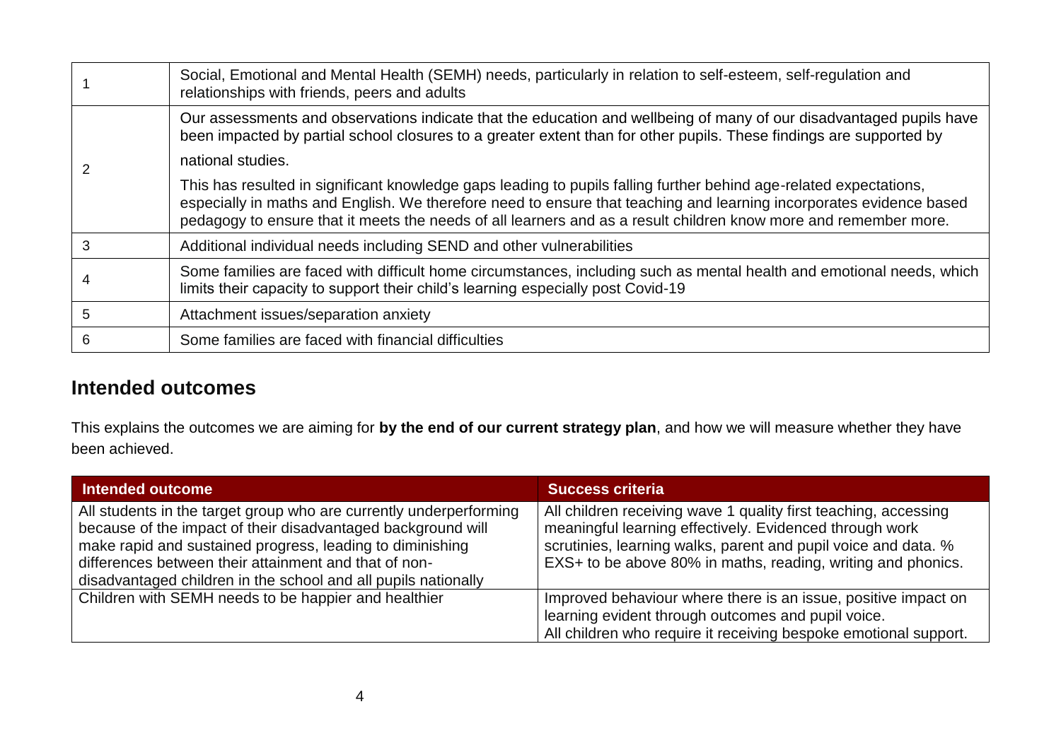| | |
|---|---|
| 1 | Social, Emotional and Mental Health (SEMH) needs, particularly in relation to self-esteem, self-regulation and relationships with friends, peers and adults |
| 2 | Our assessments and observations indicate that the education and wellbeing of many of our disadvantaged pupils have been impacted by partial school closures to a greater extent than for other pupils. These findings are supported by national studies.<br><br>This has resulted in significant knowledge gaps leading to pupils falling further behind age-related expectations, especially in maths and English. We therefore need to ensure that teaching and learning incorporates evidence based pedagogy to ensure that it meets the needs of all learners and as a result children know more and remember more. |
| 3 | Additional individual needs including SEND and other vulnerabilities |
| 4 | Some families are faced with difficult home circumstances, including such as mental health and emotional needs, which limits their capacity to support their child's learning especially post Covid-19 |
| 5 | Attachment issues/separation anxiety |
| 6 | Some families are faced with financial difficulties |

## Intended outcomes

This explains the outcomes we are aiming for **by the end of our current strategy plan**, and how we will measure whether they have been achieved.

| Intended outcome | Success criteria |
|---|---|
| All students in the target group who are currently underperforming because of the impact of their disadvantaged background will make rapid and sustained progress, leading to diminishing differences between their attainment and that of non-disadvantaged children in the school and all pupils nationally | All children receiving wave 1 quality first teaching, accessing meaningful learning effectively. Evidenced through work scrutinies, learning walks, parent and pupil voice and data. % EXS+ to be above 80% in maths, reading, writing and phonics. |
| Children with SEMH needs to be happier and healthier | Improved behaviour where there is an issue, positive impact on learning evident through outcomes and pupil voice.<br>All children who require it receiving bespoke emotional support. |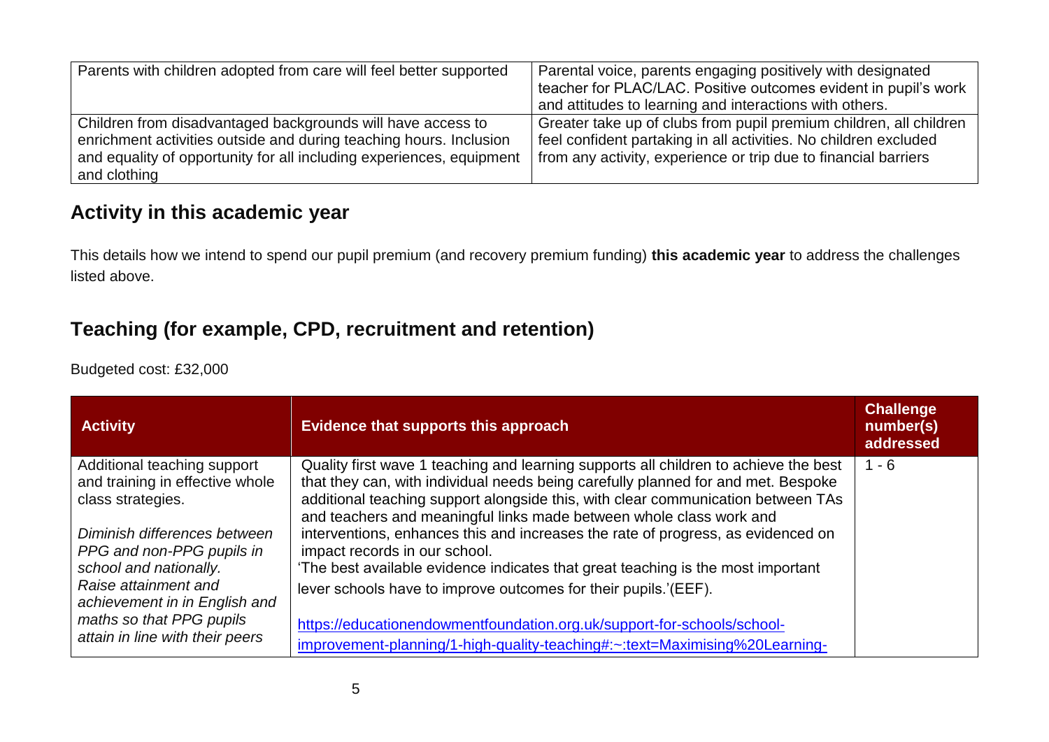| | |
|---|---|
| Parents with children adopted from care will feel better supported | Parental voice, parents engaging positively with designated teacher for PLAC/LAC. Positive outcomes evident in pupil's work and attitudes to learning and interactions with others. |
| Children from disadvantaged backgrounds will have access to enrichment activities outside and during teaching hours. Inclusion and equality of opportunity for all including experiences, equipment and clothing | Greater take up of clubs from pupil premium children, all children feel confident partaking in all activities. No children excluded from any activity, experience or trip due to financial barriers |

## Activity in this academic year

This details how we intend to spend our pupil premium (and recovery premium funding) **this academic year** to address the challenges listed above.

## Teaching (for example, CPD, recruitment and retention)

Budgeted cost: £32,000

| Activity | Evidence that supports this approach | Challenge number(s) addressed |
|---|---|---|
| Additional teaching support and training in effective whole class strategies.<br><br>*Diminish differences between PPG and non-PPG pupils in school and nationally.*<br>*Raise attainment and achievement in in English and maths so that PPG pupils attain in line with their peers* | Quality first wave 1 teaching and learning supports all children to achieve the best that they can, with individual needs being carefully planned for and met. Bespoke additional teaching support alongside this, with clear communication between TAs and teachers and meaningful links made between whole class work and interventions, enhances this and increases the rate of progress, as evidenced on impact records in our school.<br>'The best available evidence indicates that great teaching is the most important lever schools have to improve outcomes for their pupils.'(EEF).<br><br>https://educationendowmentfoundation.org.uk/support-for-schools/school-improvement-planning/1-high-quality-teaching#:~:text=Maximising%20Learning- | 1 - 6 |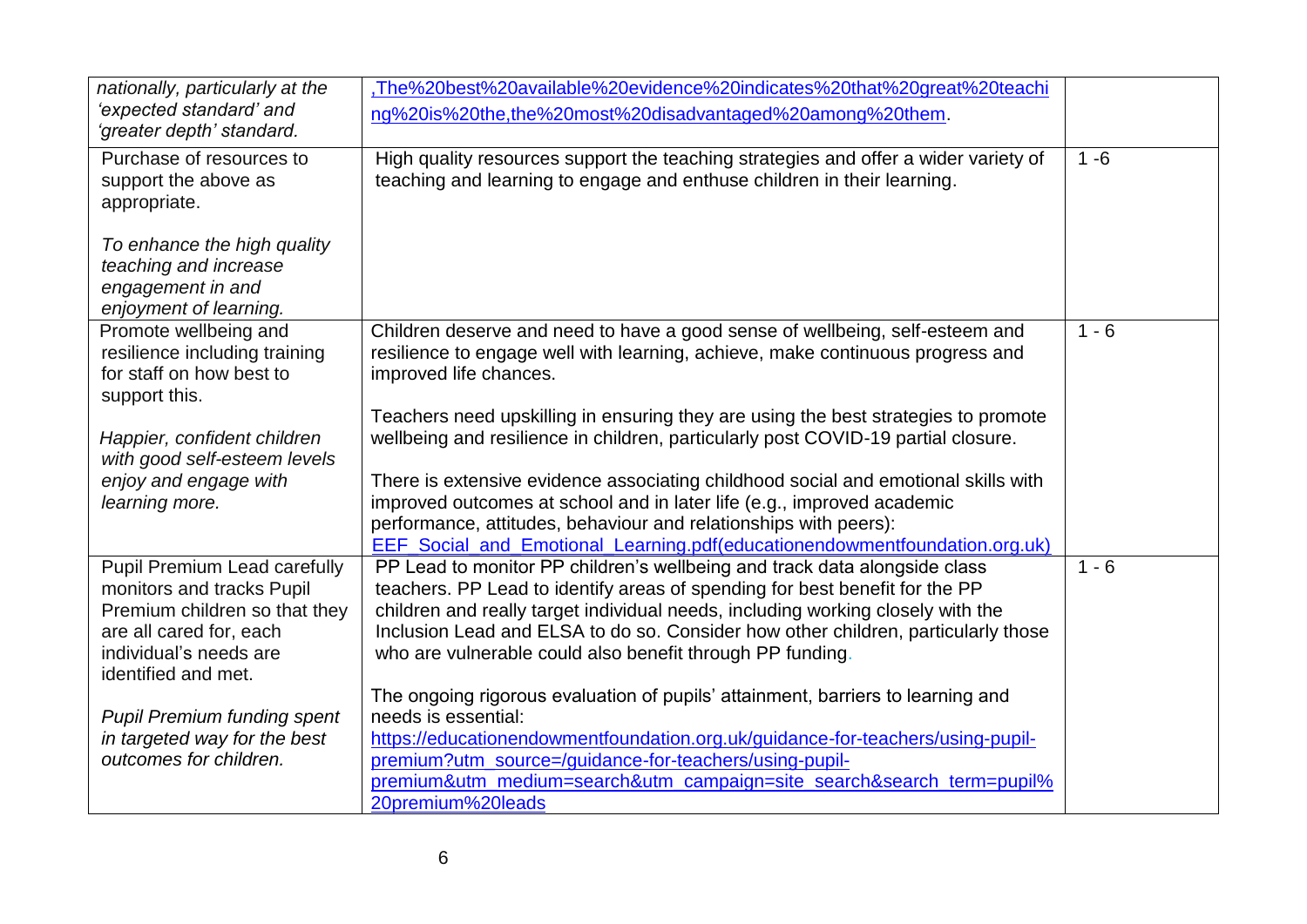| | | |
|---|---|---|
| *nationally, particularly at the 'expected standard' and 'greater depth' standard.* | ,The%20best%20available%20evidence%20indicates%20that%20great%20teaching%20is%20the,the%20most%20disadvantaged%20among%20them. | |
| Purchase of resources to support the above as appropriate.<br><br>*To enhance the high quality teaching and increase engagement in and enjoyment of learning.* | High quality resources support the teaching strategies and offer a wider variety of teaching and learning to engage and enthuse children in their learning. | 1 -6 |
| Promote wellbeing and resilience including training for staff on how best to support this.<br><br>*Happier, confident children with good self-esteem levels enjoy and engage with learning more.* | Children deserve and need to have a good sense of wellbeing, self-esteem and resilience to engage well with learning, achieve, make continuous progress and improved life chances.<br><br>Teachers need upskilling in ensuring they are using the best strategies to promote wellbeing and resilience in children, particularly post COVID-19 partial closure.<br><br>There is extensive evidence associating childhood social and emotional skills with improved outcomes at school and in later life (e.g., improved academic performance, attitudes, behaviour and relationships with peers): EEF_Social_and_Emotional_Learning.pdf(educationendowmentfoundation.org.uk) | 1 - 6 |
| Pupil Premium Lead carefully monitors and tracks Pupil Premium children so that they are all cared for, each individual's needs are identified and met.<br><br>*Pupil Premium funding spent in targeted way for the best outcomes for children.* | PP Lead to monitor PP children's wellbeing and track data alongside class teachers. PP Lead to identify areas of spending for best benefit for the PP children and really target individual needs, including working closely with the Inclusion Lead and ELSA to do so. Consider how other children, particularly those who are vulnerable could also benefit through PP funding.<br><br>The ongoing rigorous evaluation of pupils' attainment, barriers to learning and needs is essential: https://educationendowmentfoundation.org.uk/guidance-for-teachers/using-pupil-premium?utm_source=/guidance-for-teachers/using-pupil-premium&utm_medium=search&utm_campaign=site_search&search_term=pupil%20premium%20leads | 1 - 6 |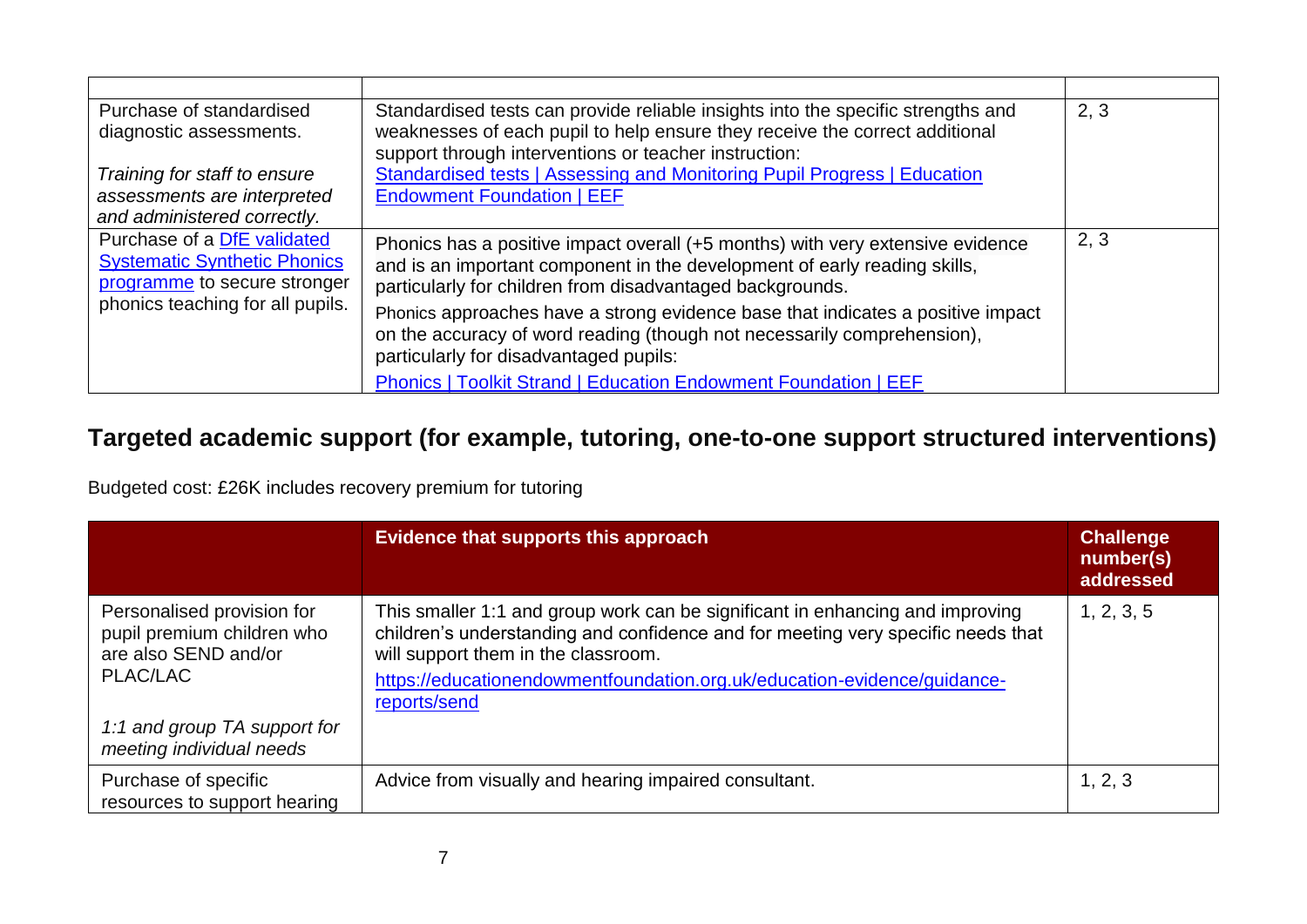| | | |
|---|---|---|
| Purchase of standardised diagnostic assessments.<br><br>*Training for staff to ensure assessments are interpreted and administered correctly.* | Standardised tests can provide reliable insights into the specific strengths and weaknesses of each pupil to help ensure they receive the correct additional support through interventions or teacher instruction:<br>[Standardised tests \| Assessing and Monitoring Pupil Progress \| Education Endowment Foundation \| EEF]() | 2, 3 |
| Purchase of a [DfE validated Systematic Synthetic Phonics programme]() to secure stronger phonics teaching for all pupils. | Phonics has a positive impact overall (+5 months) with very extensive evidence and is an important component in the development of early reading skills, particularly for children from disadvantaged backgrounds.<br>Phonics approaches have a strong evidence base that indicates a positive impact on the accuracy of word reading (though not necessarily comprehension), particularly for disadvantaged pupils:<br>[Phonics \| Toolkit Strand \| Education Endowment Foundation \| EEF]() | 2, 3 |

## Targeted academic support (for example, tutoring, one-to-one support structured interventions)

Budgeted cost: £26K includes recovery premium for tutoring

| | Evidence that supports this approach | Challenge number(s) addressed |
|---|---|---|
| Personalised provision for pupil premium children who are also SEND and/or PLAC/LAC<br><br>*1:1 and group TA support for meeting individual needs* | This smaller 1:1 and group work can be significant in enhancing and improving children's understanding and confidence and for meeting very specific needs that will support them in the classroom.<br>https://educationendowmentfoundation.org.uk/education-evidence/guidance-reports/send | 1, 2, 3, 5 |
| Purchase of specific resources to support hearing | Advice from visually and hearing impaired consultant. | 1, 2, 3 |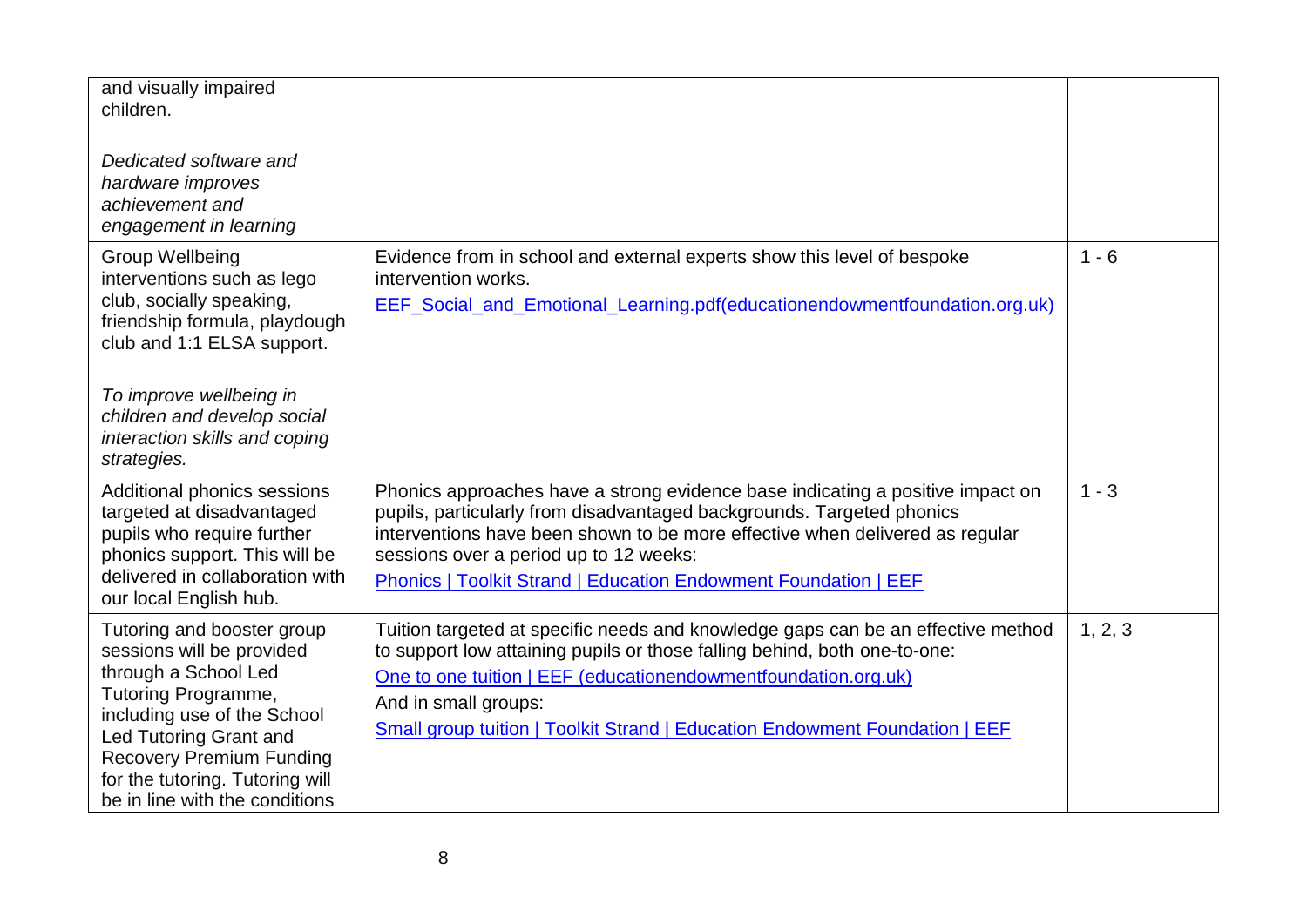| | | |
|---|---|---|
| and visually impaired children.<br><br>*Dedicated software and hardware improves achievement and engagement in learning* | | |
| Group Wellbeing interventions such as lego club, socially speaking, friendship formula, playdough club and 1:1 ELSA support.<br><br>*To improve wellbeing in children and develop social interaction skills and coping strategies.* | Evidence from in school and external experts show this level of bespoke intervention works.<br>EEF_Social_and_Emotional_Learning.pdf(educationendowmentfoundation.org.uk) | 1 - 6 |
| Additional phonics sessions targeted at disadvantaged pupils who require further phonics support. This will be delivered in collaboration with our local English hub. | Phonics approaches have a strong evidence base indicating a positive impact on pupils, particularly from disadvantaged backgrounds. Targeted phonics interventions have been shown to be more effective when delivered as regular sessions over a period up to 12 weeks:<br>Phonics \| Toolkit Strand \| Education Endowment Foundation \| EEF | 1 - 3 |
| Tutoring and booster group sessions will be provided through a School Led Tutoring Programme, including use of the School Led Tutoring Grant and Recovery Premium Funding for the tutoring. Tutoring will be in line with the conditions | Tuition targeted at specific needs and knowledge gaps can be an effective method to support low attaining pupils or those falling behind, both one-to-one:<br>One to one tuition \| EEF (educationendowmentfoundation.org.uk)<br>And in small groups:<br>Small group tuition \| Toolkit Strand \| Education Endowment Foundation \| EEF | 1, 2, 3 |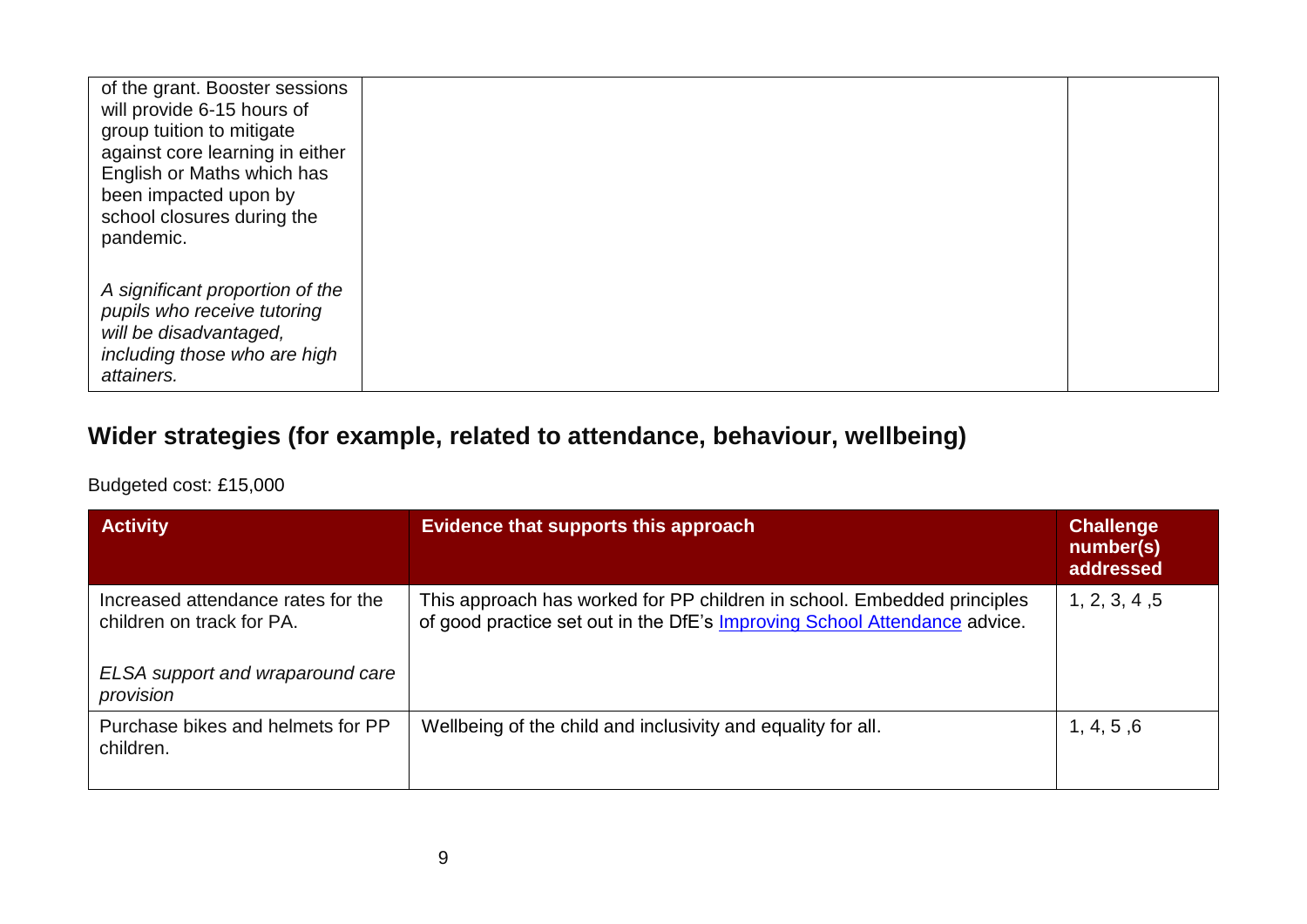| | | |
|---|---|---|
| of the grant. Booster sessions will provide 6-15 hours of group tuition to mitigate against core learning in either English or Maths which has been impacted upon by school closures during the pandemic.<br><br>*A significant proportion of the pupils who receive tutoring will be disadvantaged, including those who are high attainers.* | | |

## Wider strategies (for example, related to attendance, behaviour, wellbeing)

Budgeted cost: £15,000

| Activity | Evidence that supports this approach | Challenge number(s) addressed |
|---|---|---|
| Increased attendance rates for the children on track for PA.<br><br>*ELSA support and wraparound care provision* | This approach has worked for PP children in school. Embedded principles of good practice set out in the DfE's Improving School Attendance advice. | 1, 2, 3, 4 ,5 |
| Purchase bikes and helmets for PP children. | Wellbeing of the child and inclusivity and equality for all. | 1, 4, 5 ,6 |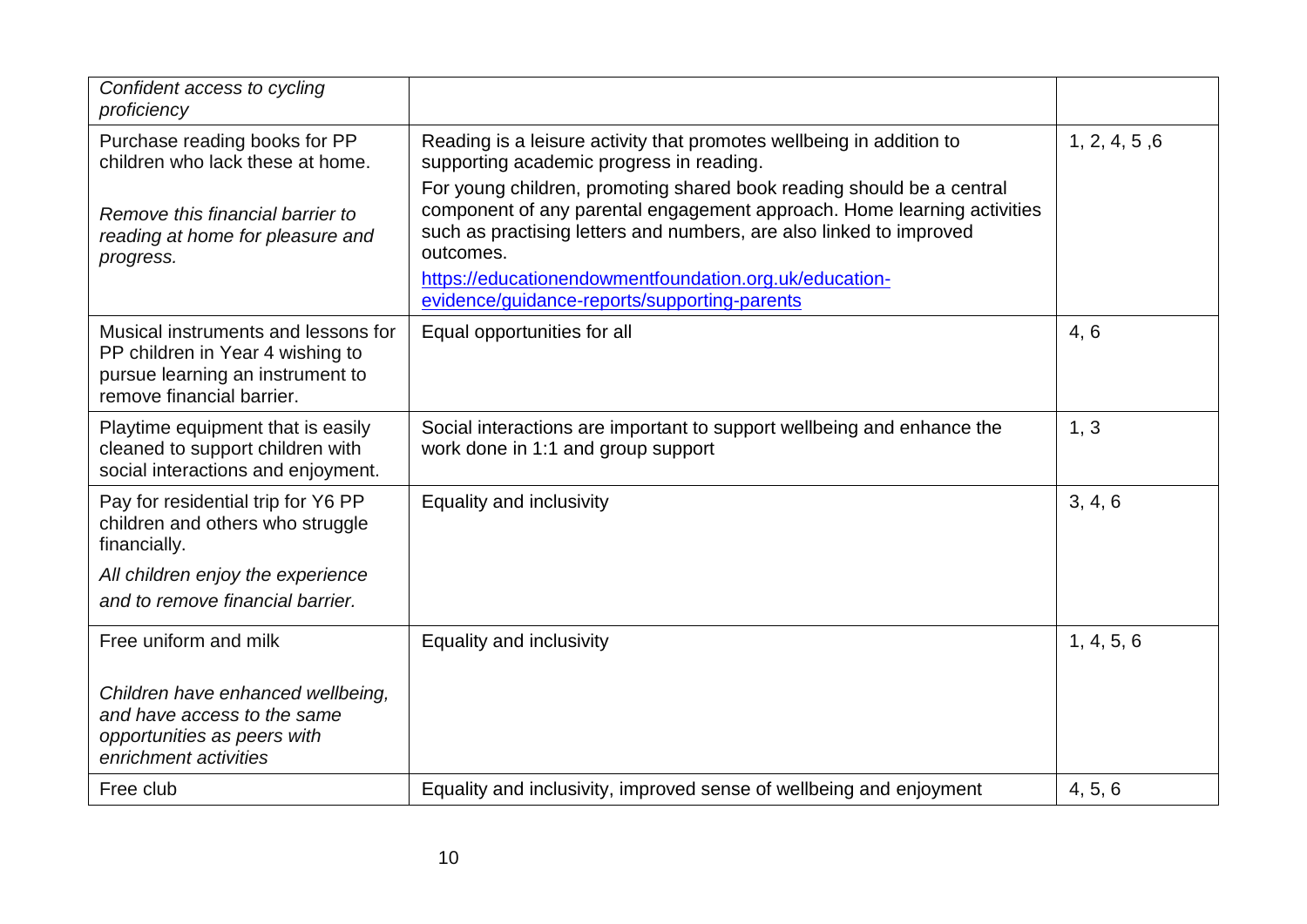| | | |
|---|---|---|
| *Confident access to cycling proficiency* | | |
| Purchase reading books for PP children who lack these at home.<br><br>*Remove this financial barrier to reading at home for pleasure and progress.* | Reading is a leisure activity that promotes wellbeing in addition to supporting academic progress in reading.<br><br>For young children, promoting shared book reading should be a central component of any parental engagement approach. Home learning activities such as practising letters and numbers, are also linked to improved outcomes.<br><br>[https://educationendowmentfoundation.org.uk/education-evidence/guidance-reports/supporting-parents](https://educationendowmentfoundation.org.uk/education-evidence/guidance-reports/supporting-parents) | 1, 2, 4, 5 ,6 |
| Musical instruments and lessons for PP children in Year 4 wishing to pursue learning an instrument to remove financial barrier. | Equal opportunities for all | 4, 6 |
| Playtime equipment that is easily cleaned to support children with social interactions and enjoyment. | Social interactions are important to support wellbeing and enhance the work done in 1:1 and group support | 1, 3 |
| Pay for residential trip for Y6 PP children and others who struggle financially.<br><br>*All children enjoy the experience and to remove financial barrier.* | Equality and inclusivity | 3, 4, 6 |
| Free uniform and milk<br><br>*Children have enhanced wellbeing, and have access to the same opportunities as peers with enrichment activities* | Equality and inclusivity | 1, 4, 5, 6 |
| Free club | Equality and inclusivity, improved sense of wellbeing and enjoyment | 4, 5, 6 |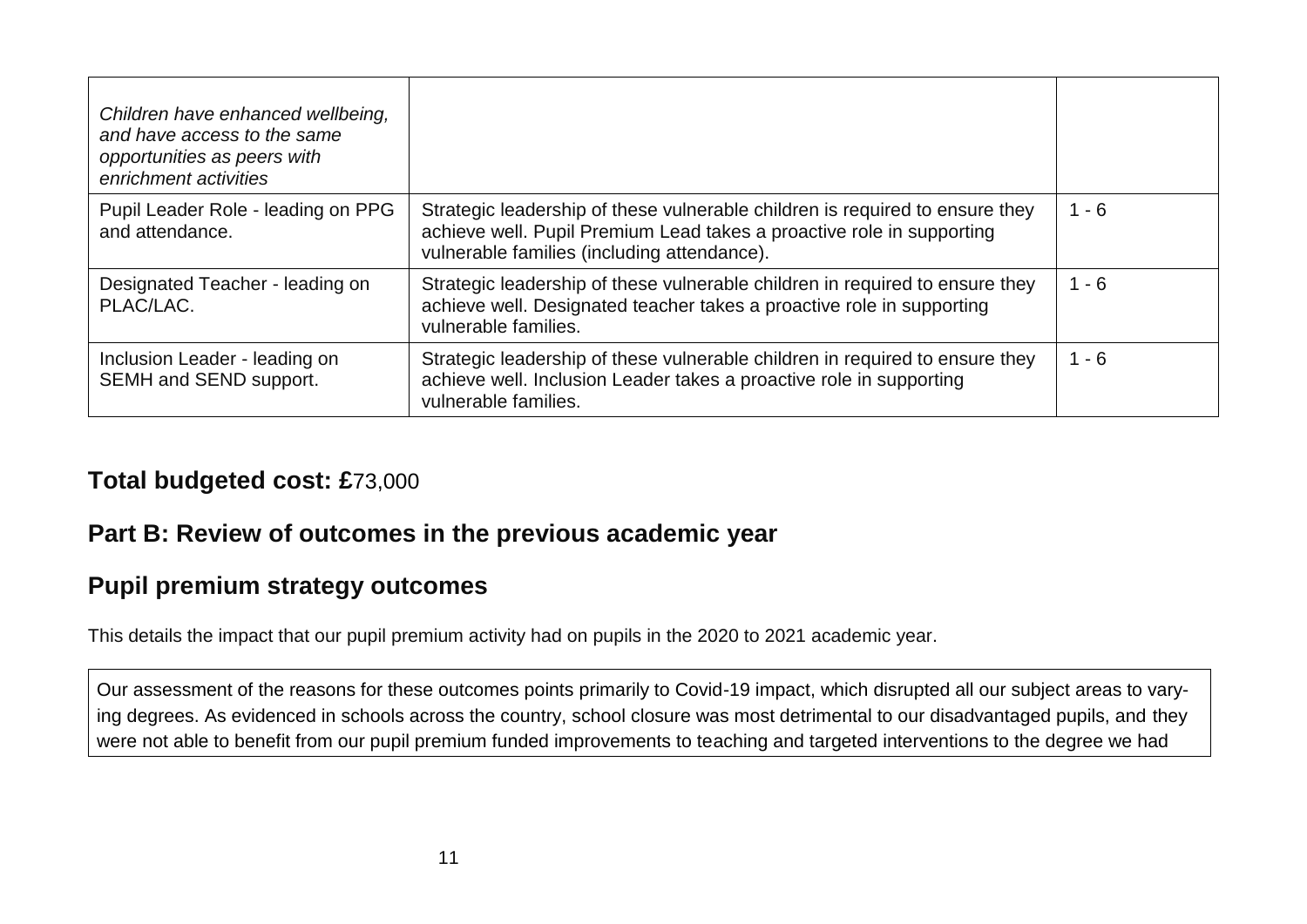| | | |
|---|---|---|
| *Children have enhanced wellbeing, and have access to the same opportunities as peers with enrichment activities* | | |
| Pupil Leader Role - leading on PPG and attendance. | Strategic leadership of these vulnerable children is required to ensure they achieve well. Pupil Premium Lead takes a proactive role in supporting vulnerable families (including attendance). | 1 - 6 |
| Designated Teacher - leading on PLAC/LAC. | Strategic leadership of these vulnerable children in required to ensure they achieve well. Designated teacher takes a proactive role in supporting vulnerable families. | 1 - 6 |
| Inclusion Leader - leading on SEMH and SEND support. | Strategic leadership of these vulnerable children in required to ensure they achieve well. Inclusion Leader takes a proactive role in supporting vulnerable families. | 1 - 6 |

## Total budgeted cost: £73,000

# Part B: Review of outcomes in the previous academic year

## Pupil premium strategy outcomes

This details the impact that our pupil premium activity had on pupils in the 2020 to 2021 academic year.

Our assessment of the reasons for these outcomes points primarily to Covid-19 impact, which disrupted all our subject areas to varying degrees. As evidenced in schools across the country, school closure was most detrimental to our disadvantaged pupils, and they were not able to benefit from our pupil premium funded improvements to teaching and targeted interventions to the degree we had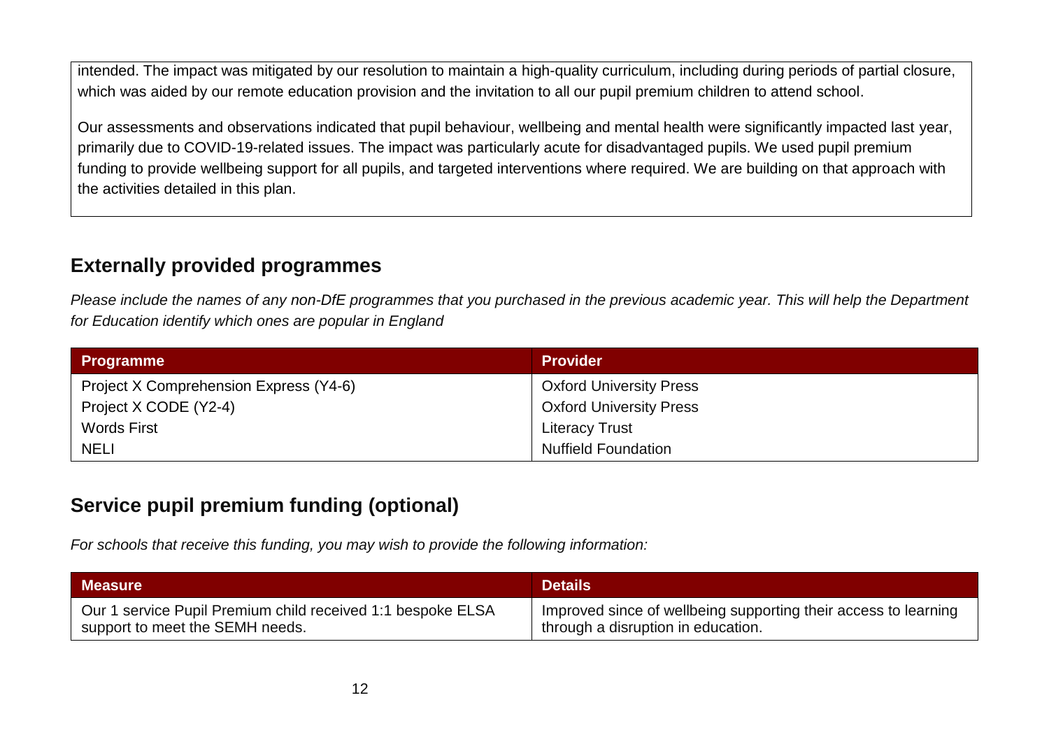intended. The impact was mitigated by our resolution to maintain a high-quality curriculum, including during periods of partial closure, which was aided by our remote education provision and the invitation to all our pupil premium children to attend school.

Our assessments and observations indicated that pupil behaviour, wellbeing and mental health were significantly impacted last year, primarily due to COVID-19-related issues. The impact was particularly acute for disadvantaged pupils. We used pupil premium funding to provide wellbeing support for all pupils, and targeted interventions where required. We are building on that approach with the activities detailed in this plan.

## Externally provided programmes

*Please include the names of any non-DfE programmes that you purchased in the previous academic year. This will help the Department for Education identify which ones are popular in England*

| Programme | Provider |
| --- | --- |
| Project X Comprehension Express (Y4-6) | Oxford University Press |
| Project X CODE (Y2-4) | Oxford University Press |
| Words First | Literacy Trust |
| NELI | Nuffield Foundation |

## Service pupil premium funding (optional)

*For schools that receive this funding, you may wish to provide the following information:*

| Measure | Details |
| --- | --- |
| Our 1 service Pupil Premium child received 1:1 bespoke ELSA support to meet the SEMH needs. | Improved since of wellbeing supporting their access to learning through a disruption in education. |